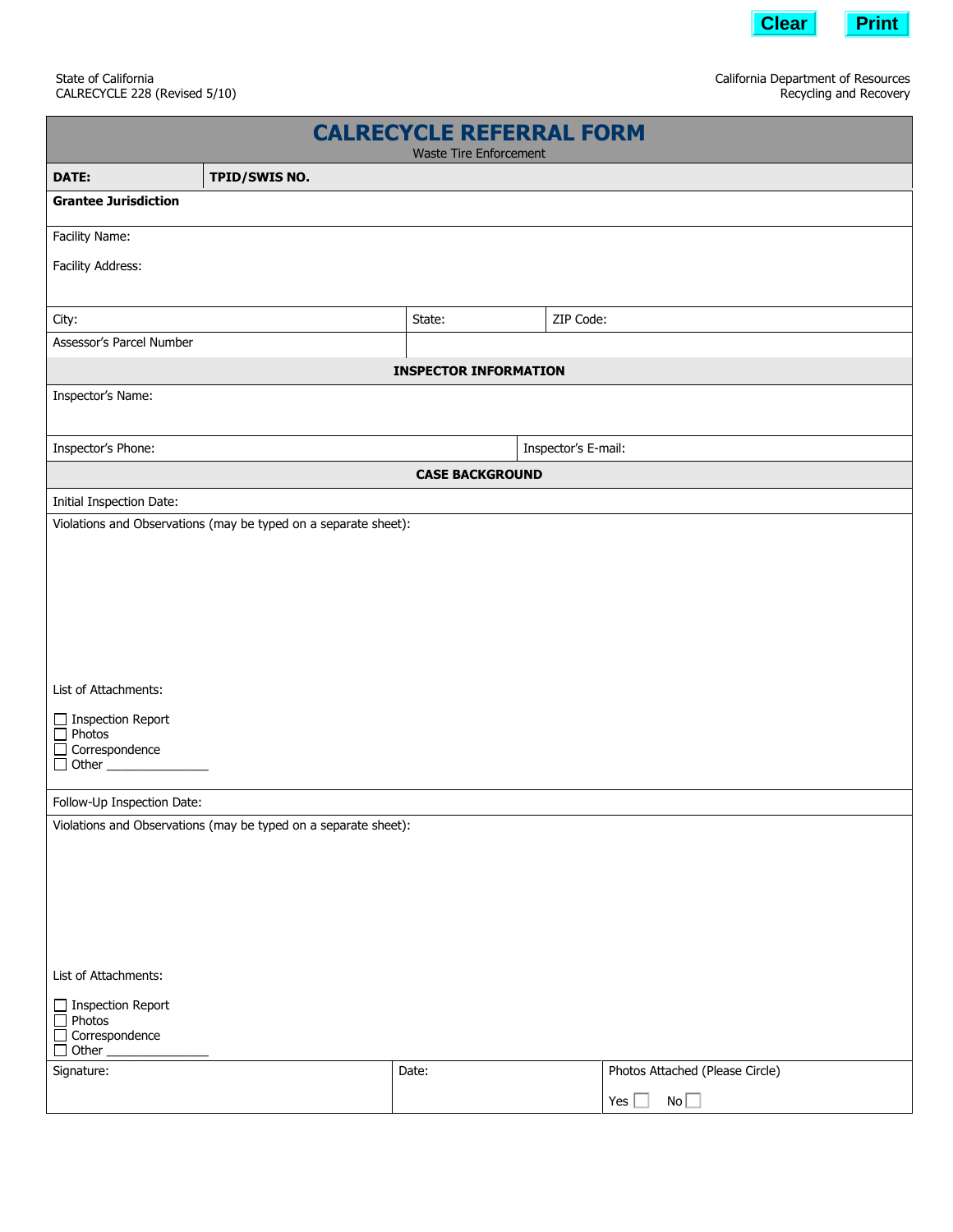State of California
CALRECYCLE 228 (Revised 5/10)

California Department of Resources
Recycling and Recovery

# CALRECYCLE REFERRAL FORM

Waste Tire Enforcement

**DATE:** | **TPID/SWIS NO.**

**Grantee Jurisdiction**

Facility Name:

Facility Address:

| City: | State: | ZIP Code: |
|---|---|---|
| Assessor's Parcel Number | | |

## INSPECTOR INFORMATION

Inspector's Name:

| Inspector's Phone: | Inspector's E-mail: |
|---|---|

## CASE BACKGROUND

Initial Inspection Date:

Violations and Observations (may be typed on a separate sheet):

List of Attachments:

- ☐ Inspection Report
- ☐ Photos
- ☐ Correspondence
- ☐ Other _______________

Follow-Up Inspection Date:

Violations and Observations (may be typed on a separate sheet):

List of Attachments:

- ☐ Inspection Report
- ☐ Photos
- ☐ Correspondence
- ☐ Other _______________

| Signature: | Date: | Photos Attached (Please Circle) Yes ☐ No ☐ |
|---|---|---|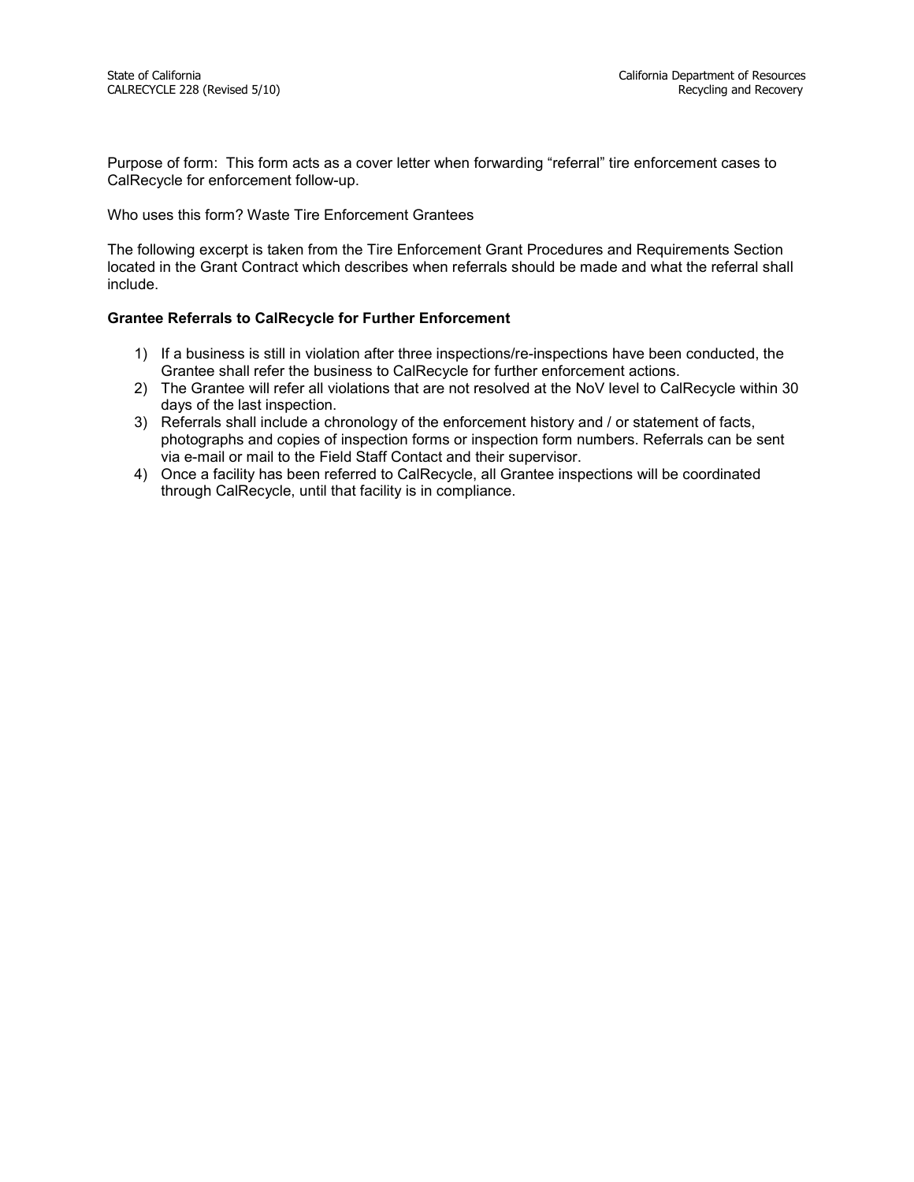Purpose of form: This form acts as a cover letter when forwarding "referral" tire enforcement cases to CalRecycle for enforcement follow-up.

Who uses this form? Waste Tire Enforcement Grantees

The following excerpt is taken from the Tire Enforcement Grant Procedures and Requirements Section located in the Grant Contract which describes when referrals should be made and what the referral shall include.

**Grantee Referrals to CalRecycle for Further Enforcement**

1) If a business is still in violation after three inspections/re-inspections have been conducted, the Grantee shall refer the business to CalRecycle for further enforcement actions.
2) The Grantee will refer all violations that are not resolved at the NoV level to CalRecycle within 30 days of the last inspection.
3) Referrals shall include a chronology of the enforcement history and / or statement of facts, photographs and copies of inspection forms or inspection form numbers. Referrals can be sent via e-mail or mail to the Field Staff Contact and their supervisor.
4) Once a facility has been referred to CalRecycle, all Grantee inspections will be coordinated through CalRecycle, until that facility is in compliance.